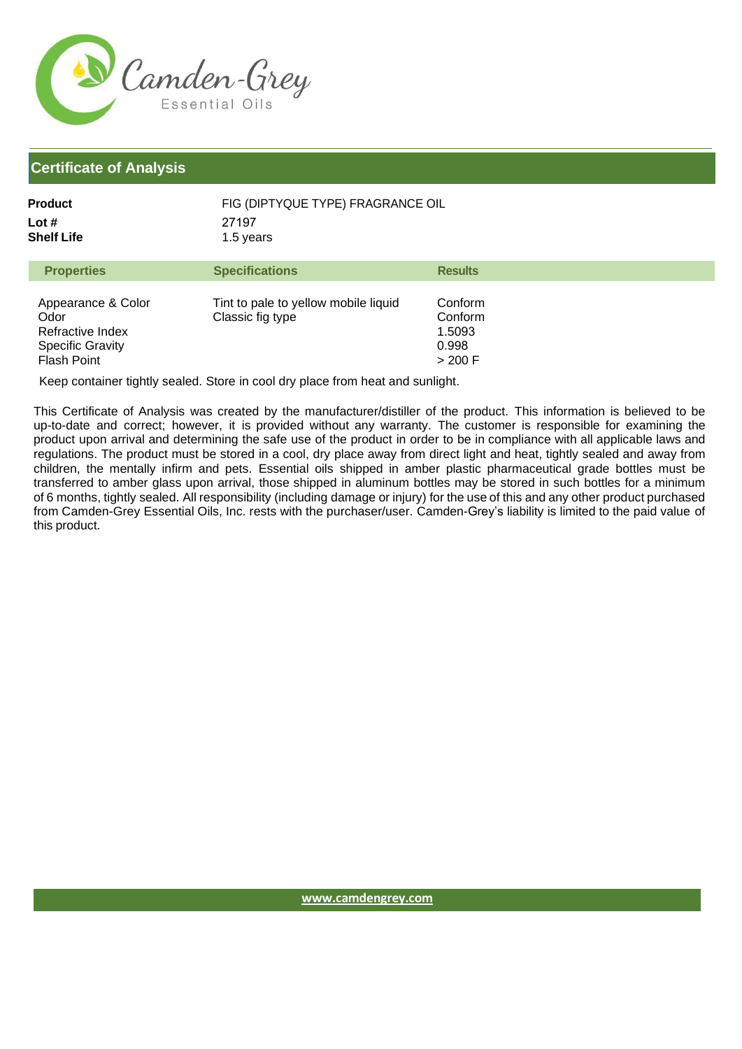Camden-Grey Essential Oils

## Certificate of Analysis

**Product** FIG (DIPTYQUE TYPE) FRAGRANCE OIL
**Lot #** 27197
**Shelf Life** 1.5 years

| Properties | Specifications | Results |
|---|---|---|
| Appearance & Color | Tint to pale to yellow mobile liquid | Conform |
| Odor | Classic fig type | Conform |
| Refractive Index | | 1.5093 |
| Specific Gravity | | 0.998 |
| Flash Point | | > 200 F |

Keep container tightly sealed. Store in cool dry place from heat and sunlight.

This Certificate of Analysis was created by the manufacturer/distiller of the product. This information is believed to be up-to-date and correct; however, it is provided without any warranty. The customer is responsible for examining the product upon arrival and determining the safe use of the product in order to be in compliance with all applicable laws and regulations. The product must be stored in a cool, dry place away from direct light and heat, tightly sealed and away from children, the mentally infirm and pets. Essential oils shipped in amber plastic pharmaceutical grade bottles must be transferred to amber glass upon arrival, those shipped in aluminum bottles may be stored in such bottles for a minimum of 6 months, tightly sealed. All responsibility (including damage or injury) for the use of this and any other product purchased from Camden-Grey Essential Oils, Inc. rests with the purchaser/user. Camden-Grey's liability is limited to the paid value of this product.

www.camdengrey.com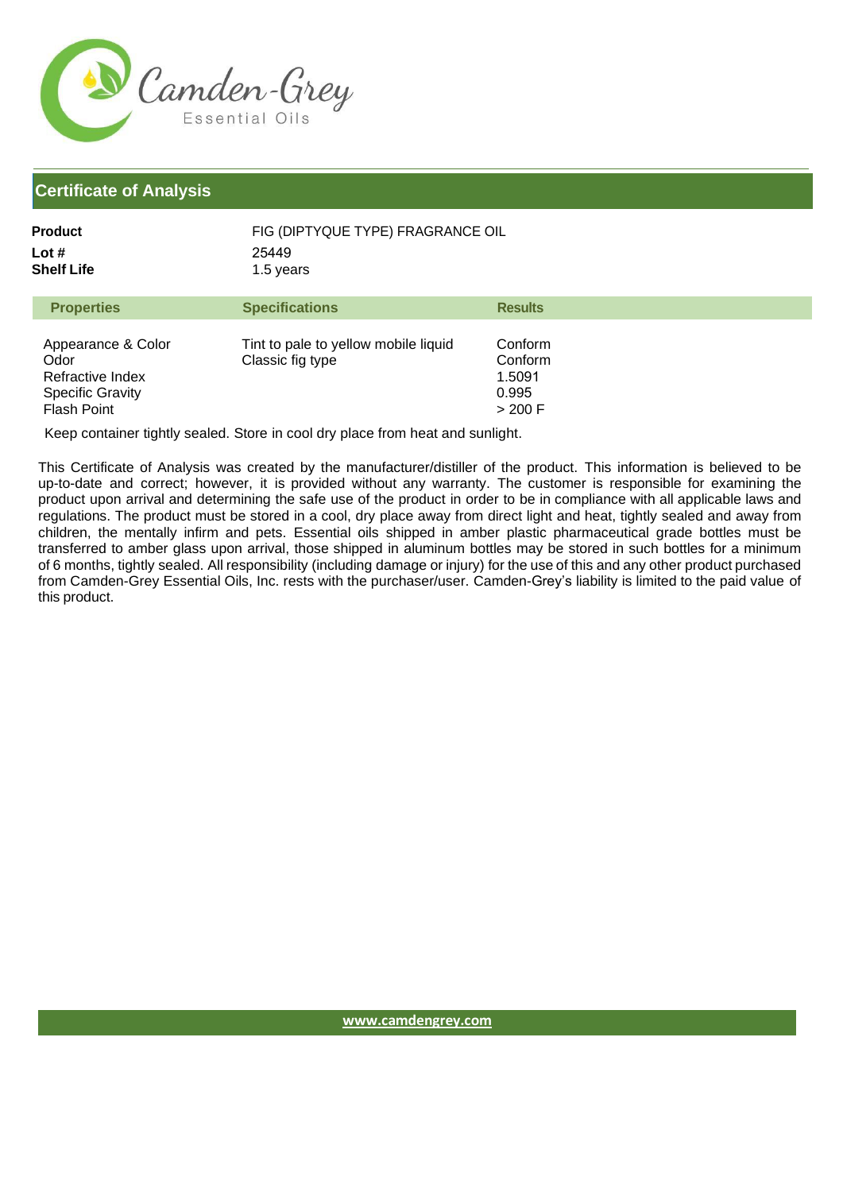# Certificate of Analysis

**Product** FIG (DIPTYQUE TYPE) FRAGRANCE OIL
**Lot #** 25449
**Shelf Life** 1.5 years

| Properties | Specifications | Results |
| --- | --- | --- |
| Appearance & Color | Tint to pale to yellow mobile liquid | Conform |
| Odor | Classic fig type | Conform |
| Refractive Index | | 1.5091 |
| Specific Gravity | | 0.995 |
| Flash Point | | > 200 F |

Keep container tightly sealed. Store in cool dry place from heat and sunlight.

This Certificate of Analysis was created by the manufacturer/distiller of the product. This information is believed to be up-to-date and correct; however, it is provided without any warranty. The customer is responsible for examining the product upon arrival and determining the safe use of the product in order to be in compliance with all applicable laws and regulations. The product must be stored in a cool, dry place away from direct light and heat, tightly sealed and away from children, the mentally infirm and pets. Essential oils shipped in amber plastic pharmaceutical grade bottles must be transferred to amber glass upon arrival, those shipped in aluminum bottles may be stored in such bottles for a minimum of 6 months, tightly sealed. All responsibility (including damage or injury) for the use of this and any other product purchased from Camden-Grey Essential Oils, Inc. rests with the purchaser/user. Camden-Grey's liability is limited to the paid value of this product.

www.camdengrey.com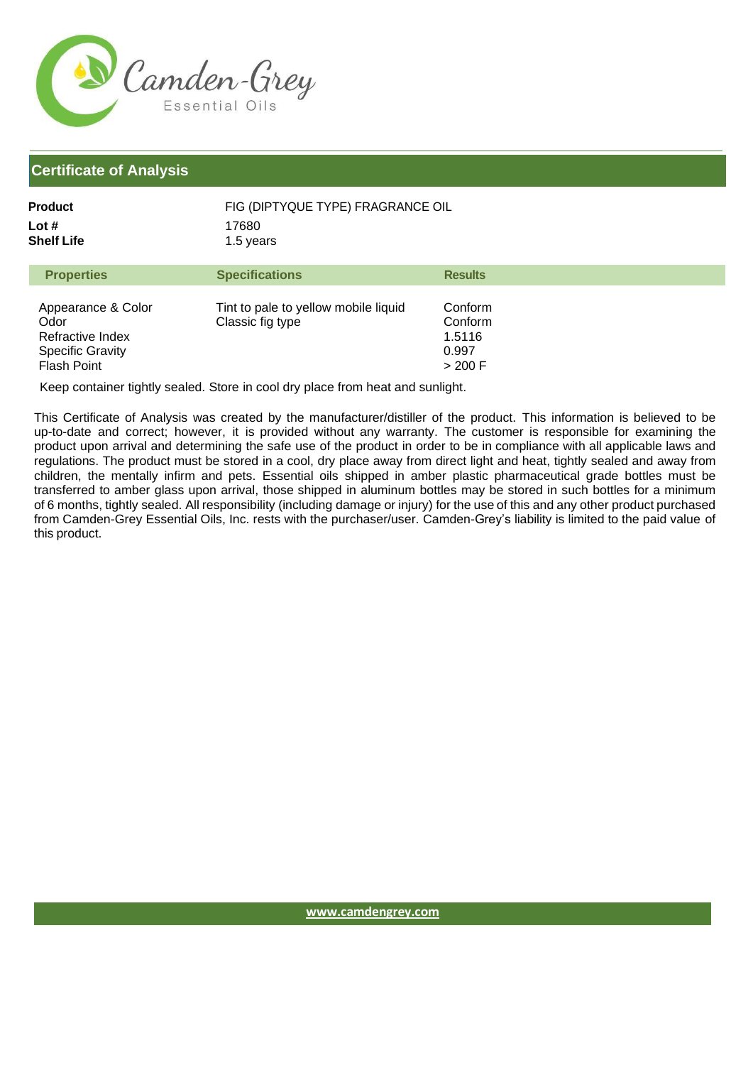# Camden-Grey Essential Oils

## Certificate of Analysis

| | |
|---|---|
| **Product** | FIG (DIPTYQUE TYPE) FRAGRANCE OIL |
| **Lot #** | 17680 |
| **Shelf Life** | 1.5 years |

| Properties | Specifications | Results |
|---|---|---|
| Appearance & Color | Tint to pale to yellow mobile liquid | Conform |
| Odor | Classic fig type | Conform |
| Refractive Index | | 1.5116 |
| Specific Gravity | | 0.997 |
| Flash Point | | > 200 F |

Keep container tightly sealed. Store in cool dry place from heat and sunlight.

This Certificate of Analysis was created by the manufacturer/distiller of the product. This information is believed to be up-to-date and correct; however, it is provided without any warranty. The customer is responsible for examining the product upon arrival and determining the safe use of the product in order to be in compliance with all applicable laws and regulations. The product must be stored in a cool, dry place away from direct light and heat, tightly sealed and away from children, the mentally infirm and pets. Essential oils shipped in amber plastic pharmaceutical grade bottles must be transferred to amber glass upon arrival, those shipped in aluminum bottles may be stored in such bottles for a minimum of 6 months, tightly sealed. All responsibility (including damage or injury) for the use of this and any other product purchased from Camden-Grey Essential Oils, Inc. rests with the purchaser/user. Camden-Grey's liability is limited to the paid value of this product.

www.camdengrey.com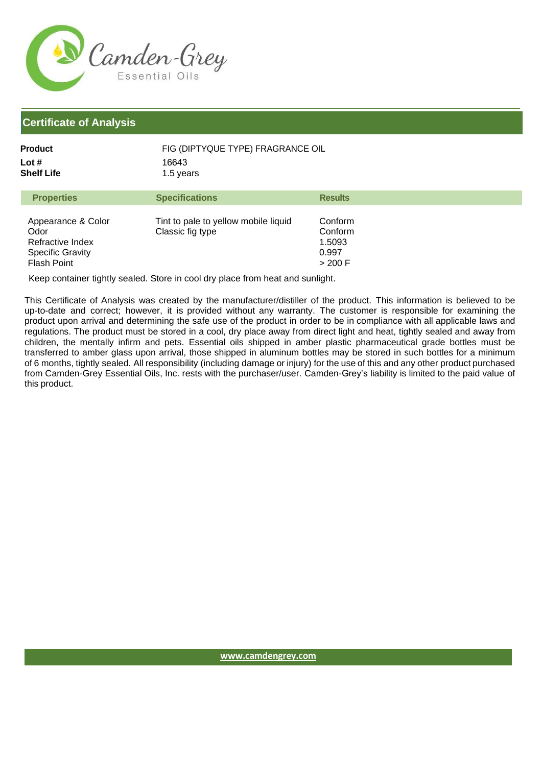Camden-Grey
Essential Oils

## Certificate of Analysis

| | |
|---|---|
| **Product** | FIG (DIPTYQUE TYPE) FRAGRANCE OIL |
| **Lot #** | 16643 |
| **Shelf Life** | 1.5 years |

| Properties | Specifications | Results |
|---|---|---|
| Appearance & Color | Tint to pale to yellow mobile liquid | Conform |
| Odor | Classic fig type | Conform |
| Refractive Index | | 1.5093 |
| Specific Gravity | | 0.997 |
| Flash Point | | > 200 F |

Keep container tightly sealed. Store in cool dry place from heat and sunlight.

This Certificate of Analysis was created by the manufacturer/distiller of the product. This information is believed to be up-to-date and correct; however, it is provided without any warranty. The customer is responsible for examining the product upon arrival and determining the safe use of the product in order to be in compliance with all applicable laws and regulations. The product must be stored in a cool, dry place away from direct light and heat, tightly sealed and away from children, the mentally infirm and pets. Essential oils shipped in amber plastic pharmaceutical grade bottles must be transferred to amber glass upon arrival, those shipped in aluminum bottles may be stored in such bottles for a minimum of 6 months, tightly sealed. All responsibility (including damage or injury) for the use of this and any other product purchased from Camden-Grey Essential Oils, Inc. rests with the purchaser/user. Camden-Grey's liability is limited to the paid value of this product.

www.camdengrey.com